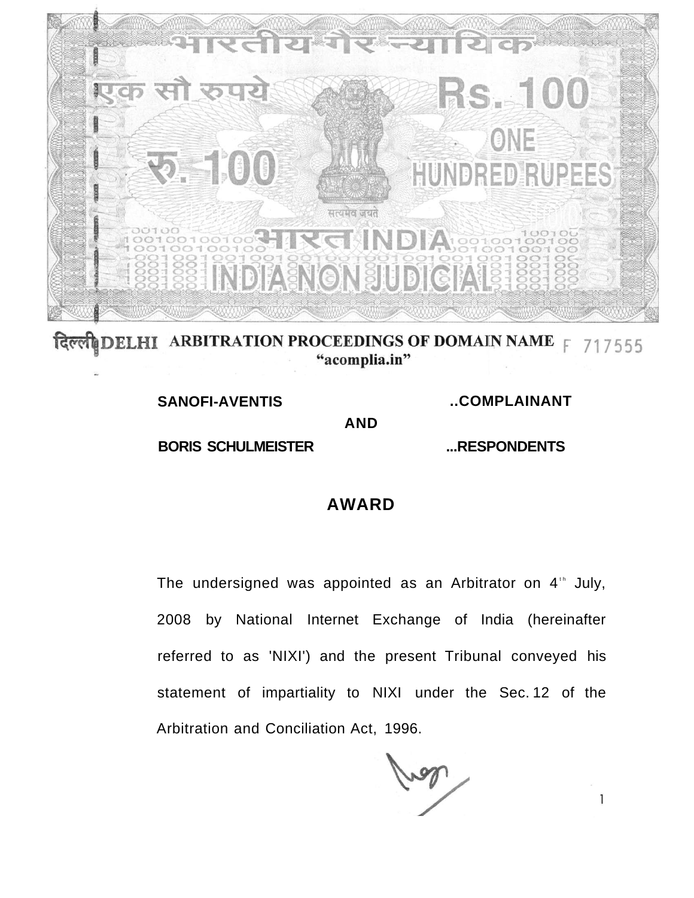भारतीय गैर न्यायिक

एक सौ रुपये Rs. 100

रु. 100 ONE HUNDRED RUPEES

सत्यमेव जयते

भारत INDIA

INDIA NON JUDICIAL

दिल्ली DELHI **ARBITRATION PROCEEDINGS OF DOMAIN NAME "acomplia.in"** F 717555

**SANOFI-AVENTIS** ..**COMPLAINANT**

**AND**

**BORIS SCHULMEISTER** ...**RESPONDENTS**

## AWARD

The undersigned was appointed as an Arbitrator on 4th July, 2008 by National Internet Exchange of India (hereinafter referred to as 'NIXI') and the present Tribunal conveyed his statement of impartiality to NIXI under the Sec. 12 of the Arbitration and Conciliation Act, 1996.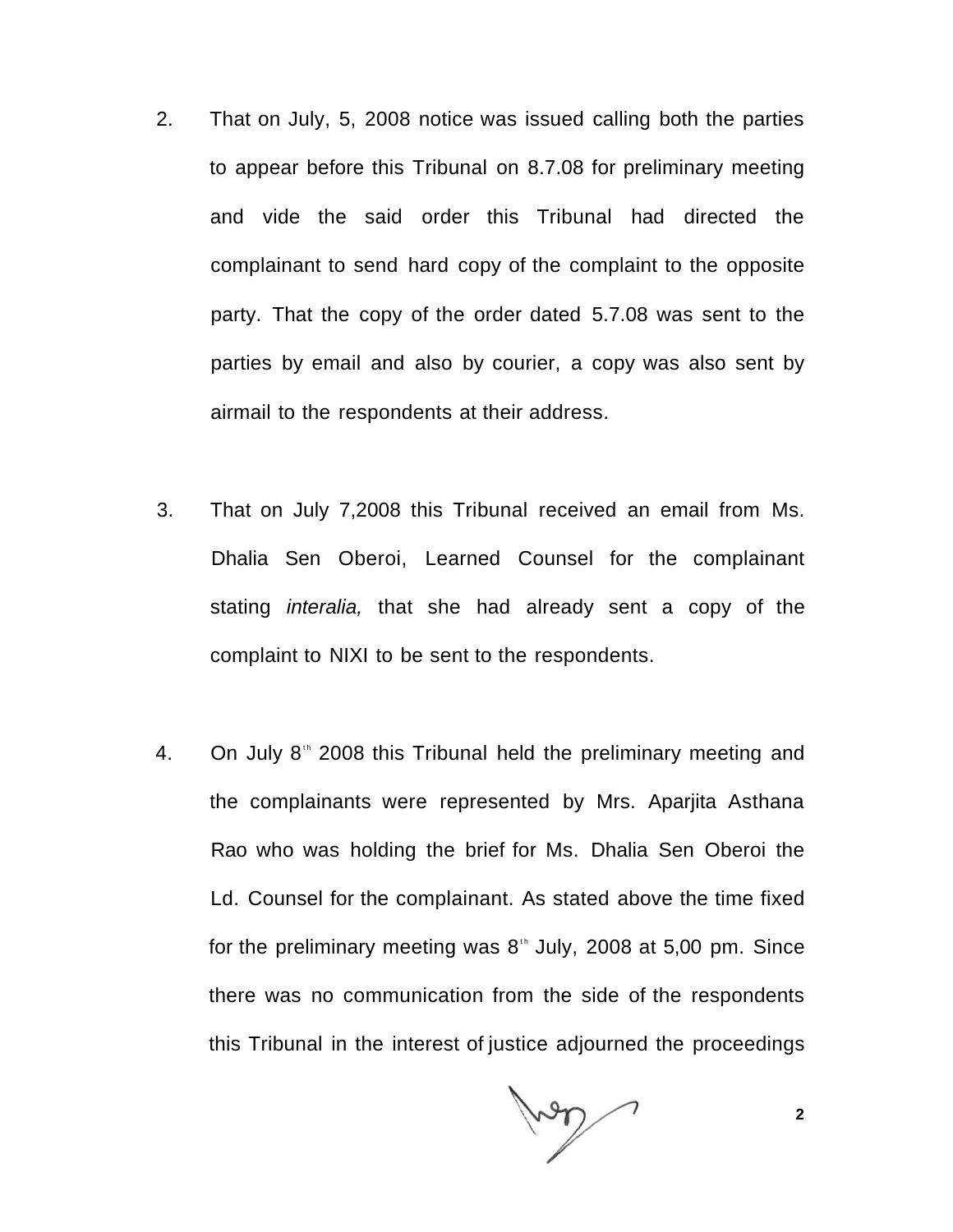2. That on July, 5, 2008 notice was issued calling both the parties to appear before this Tribunal on 8.7.08 for preliminary meeting and vide the said order this Tribunal had directed the complainant to send hard copy of the complaint to the opposite party. That the copy of the order dated 5.7.08 was sent to the parties by email and also by courier, a copy was also sent by airmail to the respondents at their address.

3. That on July 7,2008 this Tribunal received an email from Ms. Dhalia Sen Oberoi, Learned Counsel for the complainant stating *interalia,* that she had already sent a copy of the complaint to NIXI to be sent to the respondents.

4. On July 8th 2008 this Tribunal held the preliminary meeting and the complainants were represented by Mrs. Aparjita Asthana Rao who was holding the brief for Ms. Dhalia Sen Oberoi the Ld. Counsel for the complainant. As stated above the time fixed for the preliminary meeting was 8th July, 2008 at 5,00 pm. Since there was no communication from the side of the respondents this Tribunal in the interest of justice adjourned the proceedings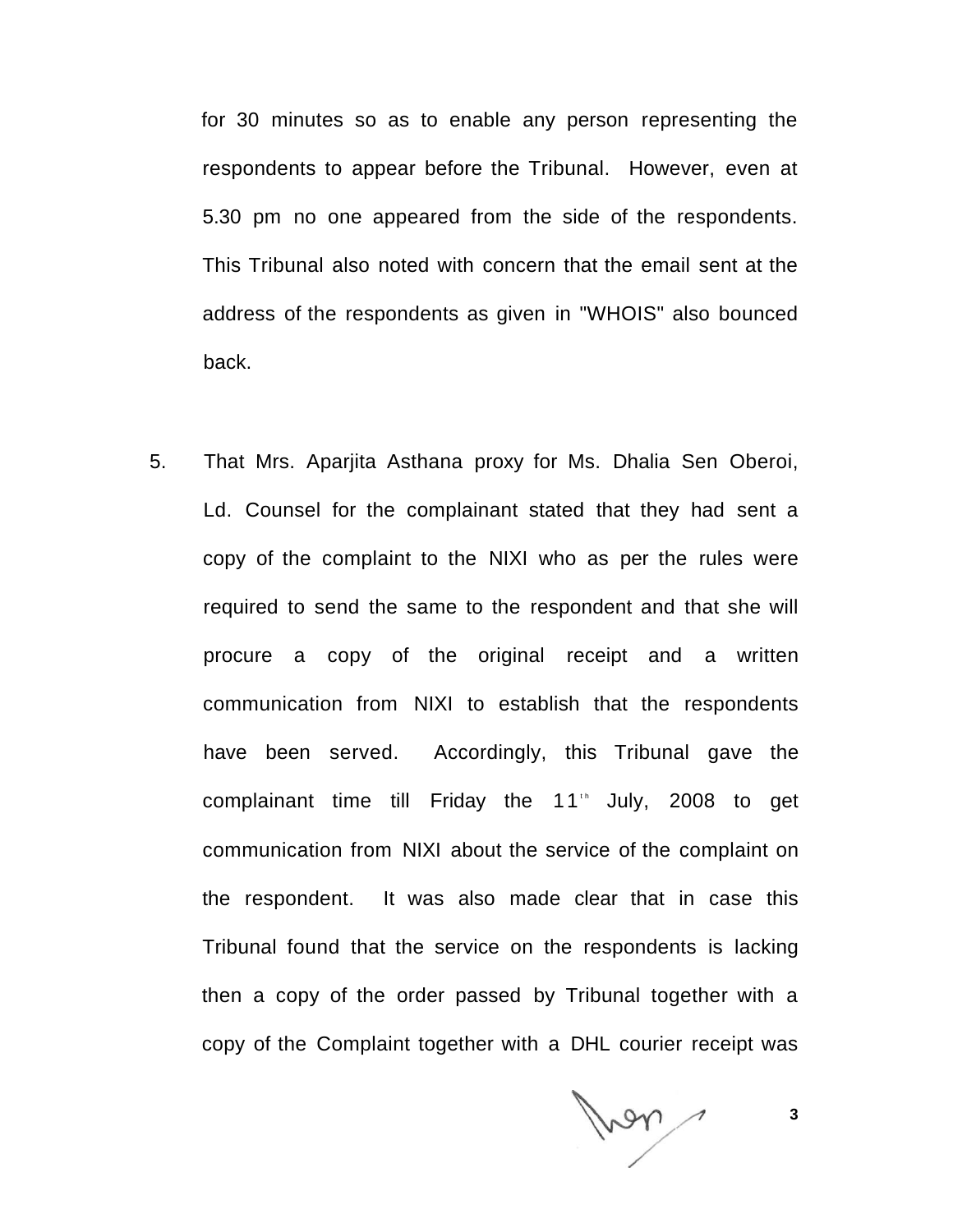for 30 minutes so as to enable any person representing the respondents to appear before the Tribunal. However, even at 5.30 pm no one appeared from the side of the respondents. This Tribunal also noted with concern that the email sent at the address of the respondents as given in "WHOIS" also bounced back.

5. That Mrs. Aparjita Asthana proxy for Ms. Dhalia Sen Oberoi, Ld. Counsel for the complainant stated that they had sent a copy of the complaint to the NIXI who as per the rules were required to send the same to the respondent and that she will procure a copy of the original receipt and a written communication from NIXI to establish that the respondents have been served. Accordingly, this Tribunal gave the complainant time till Friday the 11th July, 2008 to get communication from NIXI about the service of the complaint on the respondent. It was also made clear that in case this Tribunal found that the service on the respondents is lacking then a copy of the order passed by Tribunal together with a copy of the Complaint together with a DHL courier receipt was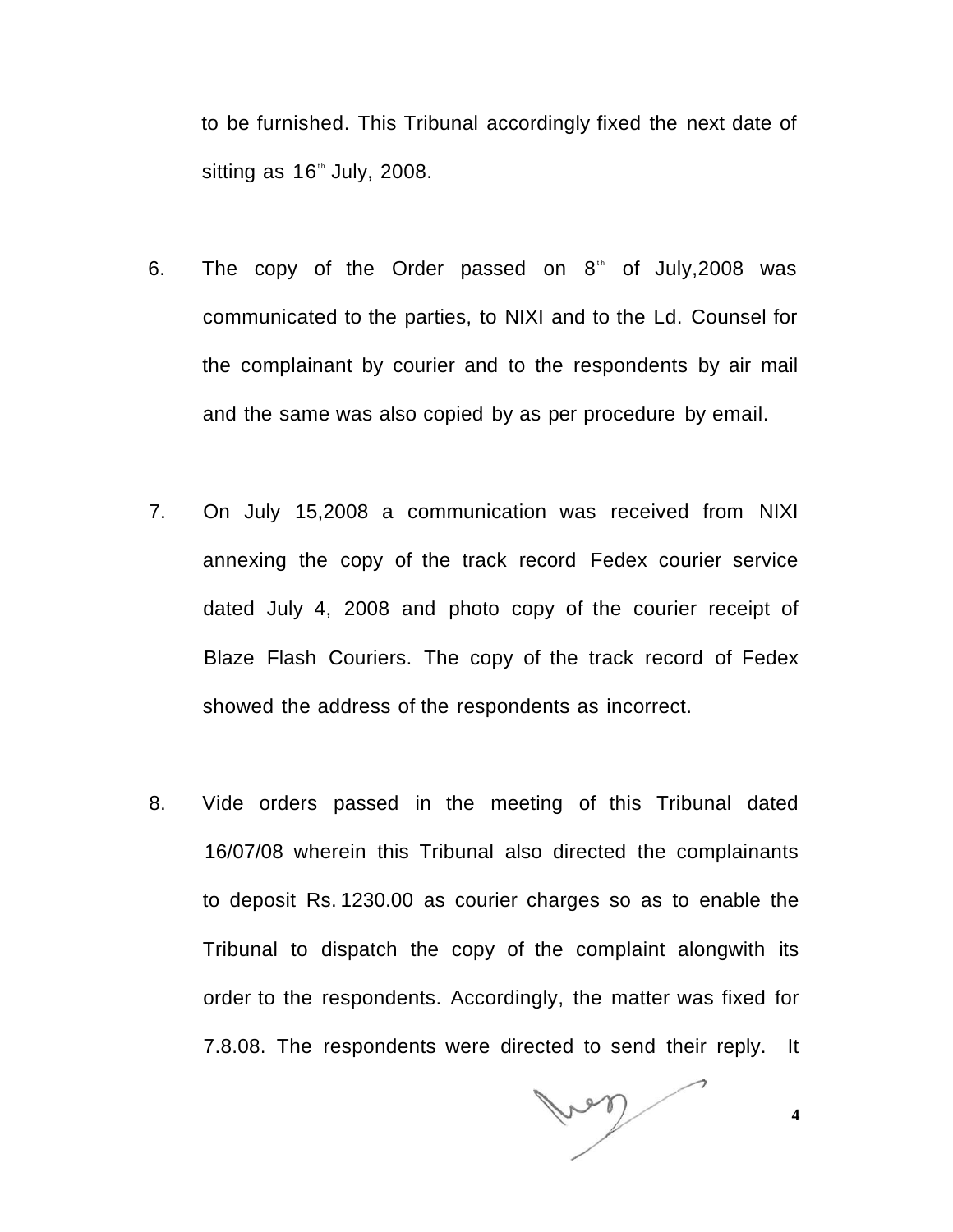to be furnished. This Tribunal accordingly fixed the next date of sitting as 16th July, 2008.

6. The copy of the Order passed on 8th of July,2008 was communicated to the parties, to NIXI and to the Ld. Counsel for the complainant by courier and to the respondents by air mail and the same was also copied by as per procedure by email.

7. On July 15,2008 a communication was received from NIXI annexing the copy of the track record Fedex courier service dated July 4, 2008 and photo copy of the courier receipt of Blaze Flash Couriers. The copy of the track record of Fedex showed the address of the respondents as incorrect.

8. Vide orders passed in the meeting of this Tribunal dated 16/07/08 wherein this Tribunal also directed the complainants to deposit Rs. 1230.00 as courier charges so as to enable the Tribunal to dispatch the copy of the complaint alongwith its order to the respondents. Accordingly, the matter was fixed for 7.8.08. The respondents were directed to send their reply. It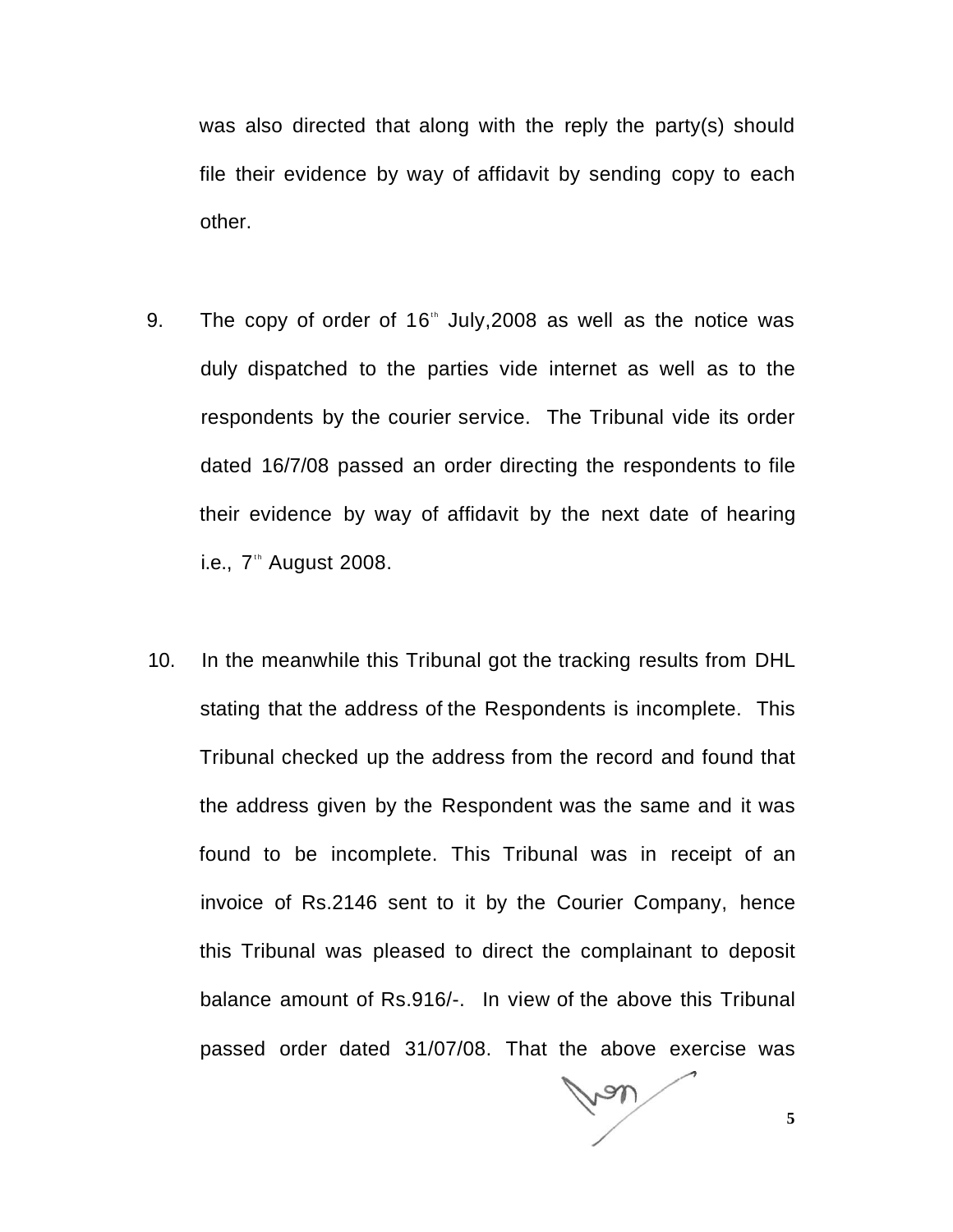was also directed that along with the reply the party(s) should file their evidence by way of affidavit by sending copy to each other.

9. The copy of order of 16th July,2008 as well as the notice was duly dispatched to the parties vide internet as well as to the respondents by the courier service. The Tribunal vide its order dated 16/7/08 passed an order directing the respondents to file their evidence by way of affidavit by the next date of hearing i.e., 7th August 2008.

10. In the meanwhile this Tribunal got the tracking results from DHL stating that the address of the Respondents is incomplete. This Tribunal checked up the address from the record and found that the address given by the Respondent was the same and it was found to be incomplete. This Tribunal was in receipt of an invoice of Rs.2146 sent to it by the Courier Company, hence this Tribunal was pleased to direct the complainant to deposit balance amount of Rs.916/-. In view of the above this Tribunal passed order dated 31/07/08. That the above exercise was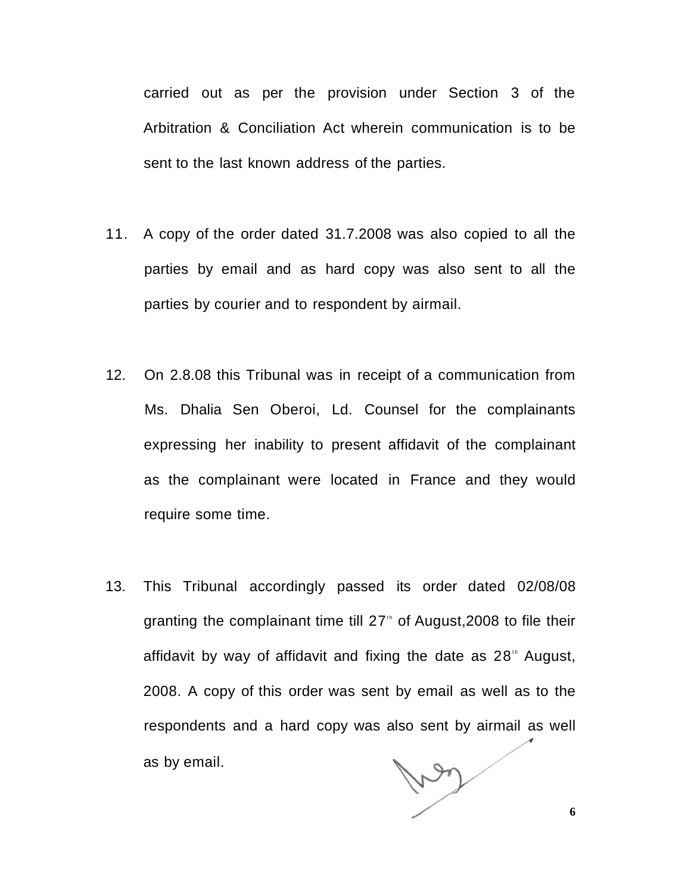carried out as per the provision under Section 3 of the Arbitration & Conciliation Act wherein communication is to be sent to the last known address of the parties.

11. A copy of the order dated 31.7.2008 was also copied to all the parties by email and as hard copy was also sent to all the parties by courier and to respondent by airmail.

12. On 2.8.08 this Tribunal was in receipt of a communication from Ms. Dhalia Sen Oberoi, Ld. Counsel for the complainants expressing her inability to present affidavit of the complainant as the complainant were located in France and they would require some time.

13. This Tribunal accordingly passed its order dated 02/08/08 granting the complainant time till 27th of August,2008 to file their affidavit by way of affidavit and fixing the date as 28th August, 2008. A copy of this order was sent by email as well as to the respondents and a hard copy was also sent by airmail as well as by email.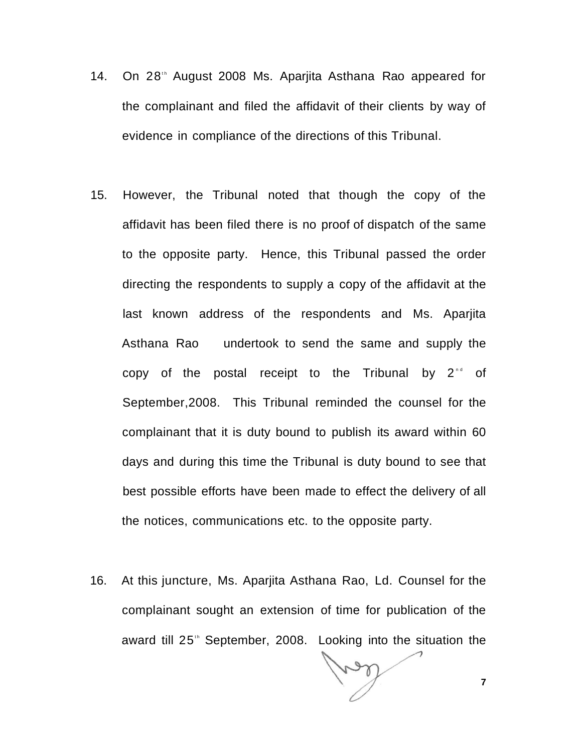14. On 28th August 2008 Ms. Aparjita Asthana Rao appeared for the complainant and filed the affidavit of their clients by way of evidence in compliance of the directions of this Tribunal.

15. However, the Tribunal noted that though the copy of the affidavit has been filed there is no proof of dispatch of the same to the opposite party. Hence, this Tribunal passed the order directing the respondents to supply a copy of the affidavit at the last known address of the respondents and Ms. Aparjita Asthana Rao undertook to send the same and supply the copy of the postal receipt to the Tribunal by 2nd of September,2008. This Tribunal reminded the counsel for the complainant that it is duty bound to publish its award within 60 days and during this time the Tribunal is duty bound to see that best possible efforts have been made to effect the delivery of all the notices, communications etc. to the opposite party.

16. At this juncture, Ms. Aparjita Asthana Rao, Ld. Counsel for the complainant sought an extension of time for publication of the award till 25th September, 2008. Looking into the situation the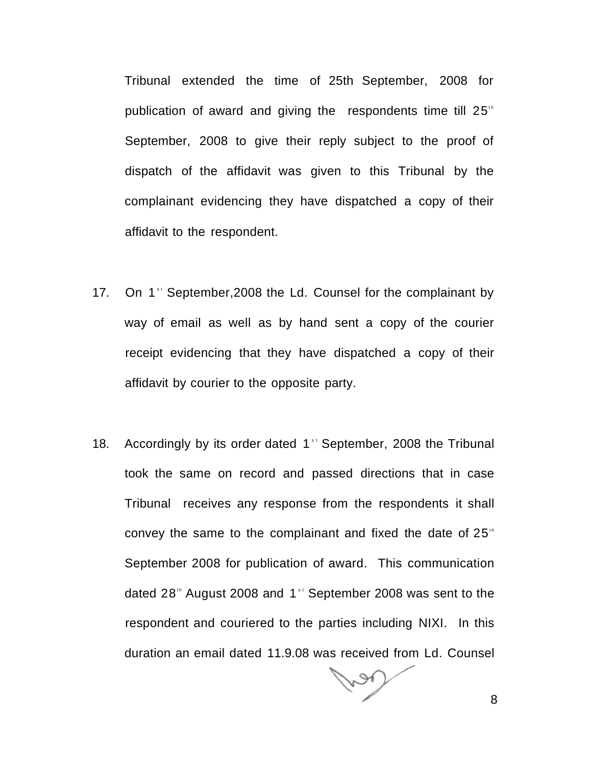Tribunal extended the time of 25th September, 2008 for publication of award and giving the respondents time till 25th September, 2008 to give their reply subject to the proof of dispatch of the affidavit was given to this Tribunal by the complainant evidencing they have dispatched a copy of their affidavit to the respondent.

17. On 1st September,2008 the Ld. Counsel for the complainant by way of email as well as by hand sent a copy of the courier receipt evidencing that they have dispatched a copy of their affidavit by courier to the opposite party.

18. Accordingly by its order dated 1st September, 2008 the Tribunal took the same on record and passed directions that in case Tribunal receives any response from the respondents it shall convey the same to the complainant and fixed the date of 25th September 2008 for publication of award. This communication dated 28th August 2008 and 1st September 2008 was sent to the respondent and couriered to the parties including NIXI. In this duration an email dated 11.9.08 was received from Ld. Counsel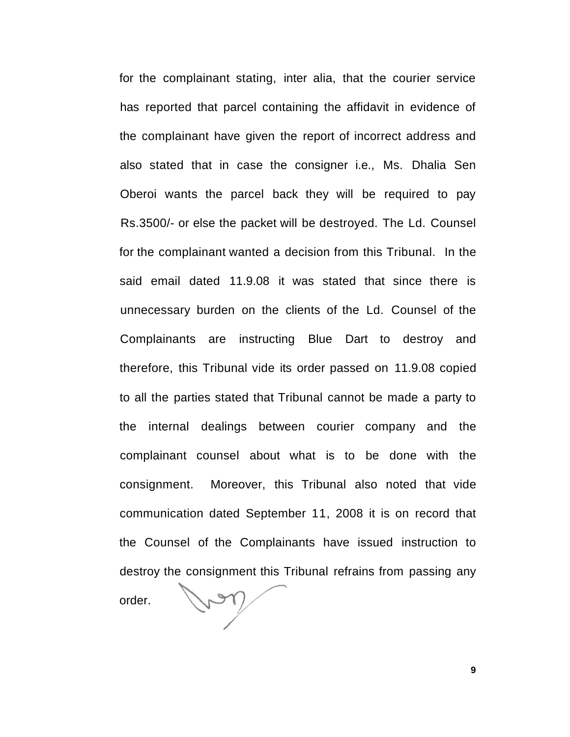for the complainant stating, inter alia, that the courier service has reported that parcel containing the affidavit in evidence of the complainant have given the report of incorrect address and also stated that in case the consigner i.e., Ms. Dhalia Sen Oberoi wants the parcel back they will be required to pay Rs.3500/- or else the packet will be destroyed. The Ld. Counsel for the complainant wanted a decision from this Tribunal. In the said email dated 11.9.08 it was stated that since there is unnecessary burden on the clients of the Ld. Counsel of the Complainants are instructing Blue Dart to destroy and therefore, this Tribunal vide its order passed on 11.9.08 copied to all the parties stated that Tribunal cannot be made a party to the internal dealings between courier company and the complainant counsel about what is to be done with the consignment. Moreover, this Tribunal also noted that vide communication dated September 11, 2008 it is on record that the Counsel of the Complainants have issued instruction to destroy the consignment this Tribunal refrains from passing any order.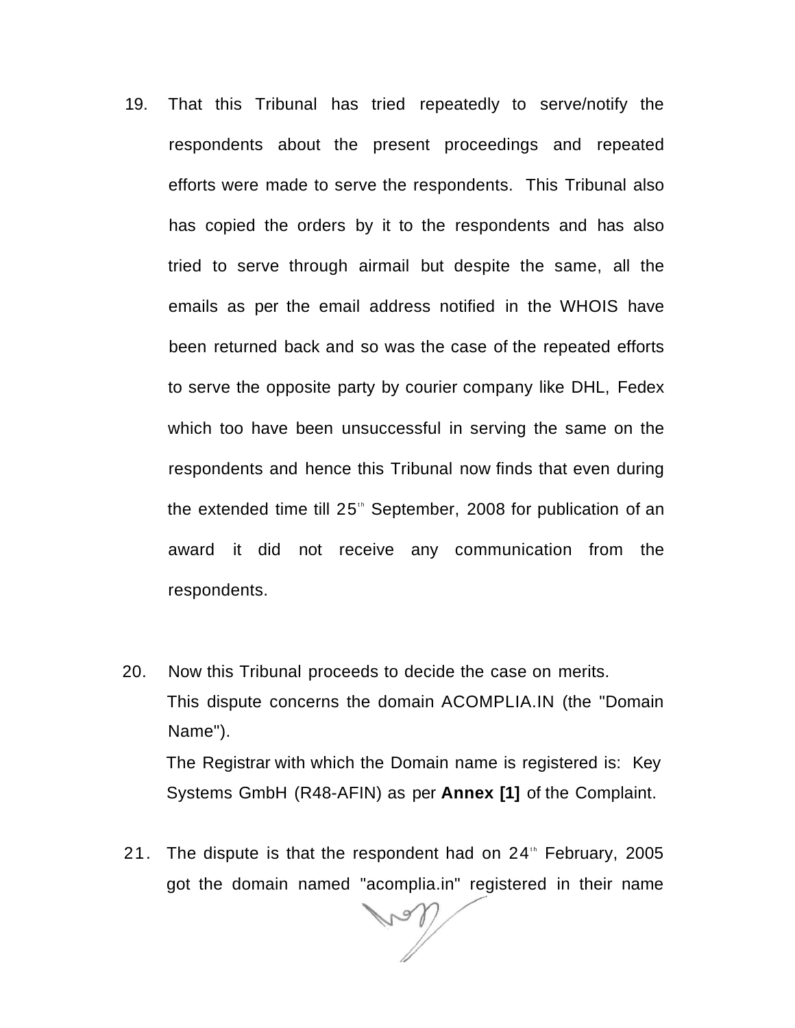19. That this Tribunal has tried repeatedly to serve/notify the respondents about the present proceedings and repeated efforts were made to serve the respondents. This Tribunal also has copied the orders by it to the respondents and has also tried to serve through airmail but despite the same, all the emails as per the email address notified in the WHOIS have been returned back and so was the case of the repeated efforts to serve the opposite party by courier company like DHL, Fedex which too have been unsuccessful in serving the same on the respondents and hence this Tribunal now finds that even during the extended time till 25th September, 2008 for publication of an award it did not receive any communication from the respondents.

20. Now this Tribunal proceeds to decide the case on merits.

    This dispute concerns the domain ACOMPLIA.IN (the "Domain Name").

    The Registrar with which the Domain name is registered is: Key Systems GmbH (R48-AFIN) as per **Annex [1]** of the Complaint.

21. The dispute is that the respondent had on 24th February, 2005 got the domain named "acomplia.in" registered in their name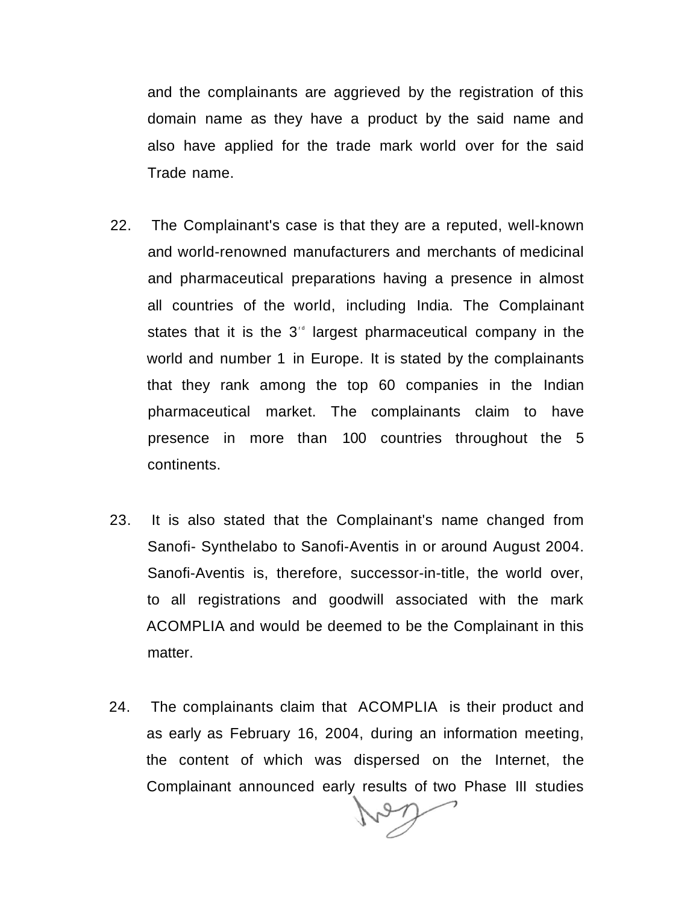and the complainants are aggrieved by the registration of this domain name as they have a product by the said name and also have applied for the trade mark world over for the said Trade name.

22. The Complainant's case is that they are a reputed, well-known and world-renowned manufacturers and merchants of medicinal and pharmaceutical preparations having a presence in almost all countries of the world, including India. The Complainant states that it is the 3rd largest pharmaceutical company in the world and number 1 in Europe. It is stated by the complainants that they rank among the top 60 companies in the Indian pharmaceutical market. The complainants claim to have presence in more than 100 countries throughout the 5 continents.

23. It is also stated that the Complainant's name changed from Sanofi- Synthelabo to Sanofi-Aventis in or around August 2004. Sanofi-Aventis is, therefore, successor-in-title, the world over, to all registrations and goodwill associated with the mark ACOMPLIA and would be deemed to be the Complainant in this matter.

24. The complainants claim that ACOMPLIA is their product and as early as February 16, 2004, during an information meeting, the content of which was dispersed on the Internet, the Complainant announced early results of two Phase III studies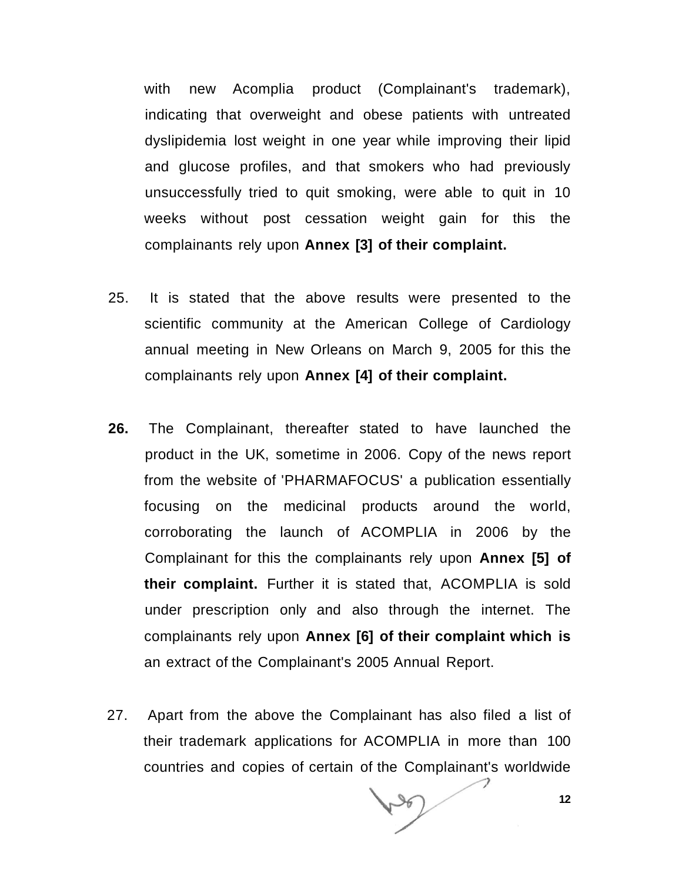with new Acomplia product (Complainant's trademark), indicating that overweight and obese patients with untreated dyslipidemia lost weight in one year while improving their lipid and glucose profiles, and that smokers who had previously unsuccessfully tried to quit smoking, were able to quit in 10 weeks without post cessation weight gain for this the complainants rely upon **Annex [3] of their complaint.**

25. It is stated that the above results were presented to the scientific community at the American College of Cardiology annual meeting in New Orleans on March 9, 2005 for this the complainants rely upon **Annex [4] of their complaint.**

**26.** The Complainant, thereafter stated to have launched the product in the UK, sometime in 2006. Copy of the news report from the website of 'PHARMAFOCUS' a publication essentially focusing on the medicinal products around the world, corroborating the launch of ACOMPLIA in 2006 by the Complainant for this the complainants rely upon **Annex [5] of their complaint.** Further it is stated that, ACOMPLIA is sold under prescription only and also through the internet. The complainants rely upon **Annex [6] of their complaint which is** an extract of the Complainant's 2005 Annual Report.

27. Apart from the above the Complainant has also filed a list of their trademark applications for ACOMPLIA in more than 100 countries and copies of certain of the Complainant's worldwide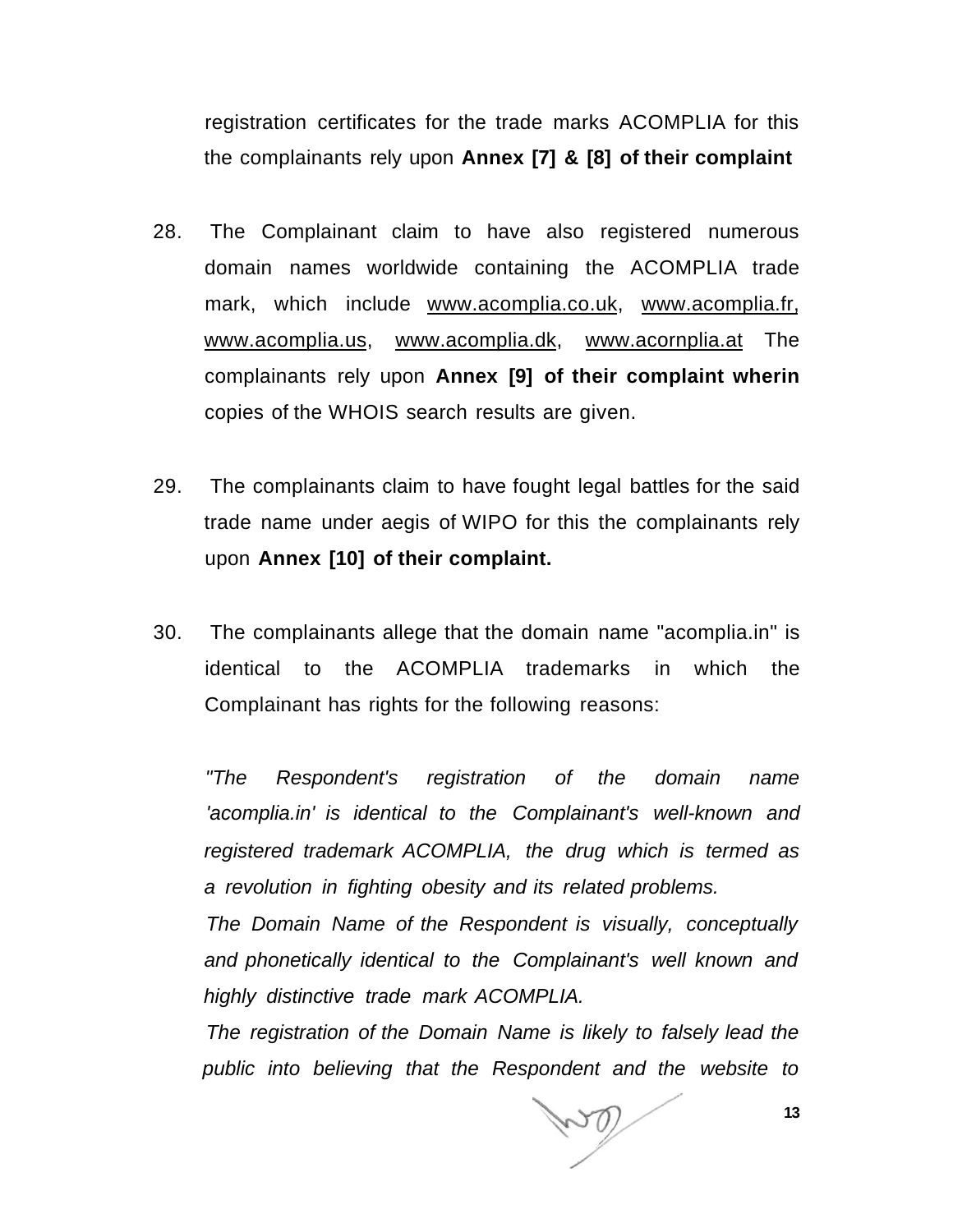registration certificates for the trade marks ACOMPLIA for this the complainants rely upon **Annex [7] & [8] of their complaint**

28. The Complainant claim to have also registered numerous domain names worldwide containing the ACOMPLIA trade mark, which include www.acomplia.co.uk, www.acomplia.fr, www.acomplia.us, www.acomplia.dk, www.acornplia.at The complainants rely upon **Annex [9] of their complaint wherin** copies of the WHOIS search results are given.

29. The complainants claim to have fought legal battles for the said trade name under aegis of WIPO for this the complainants rely upon **Annex [10] of their complaint.**

30. The complainants allege that the domain name "acomplia.in" is identical to the ACOMPLIA trademarks in which the Complainant has rights for the following reasons:

*"The Respondent's registration of the domain name 'acomplia.in' is identical to the Complainant's well-known and registered trademark ACOMPLIA, the drug which is termed as a revolution in fighting obesity and its related problems.*

*The Domain Name of the Respondent is visually, conceptually and phonetically identical to the Complainant's well known and highly distinctive trade mark ACOMPLIA.*

*The registration of the Domain Name is likely to falsely lead the public into believing that the Respondent and the website to*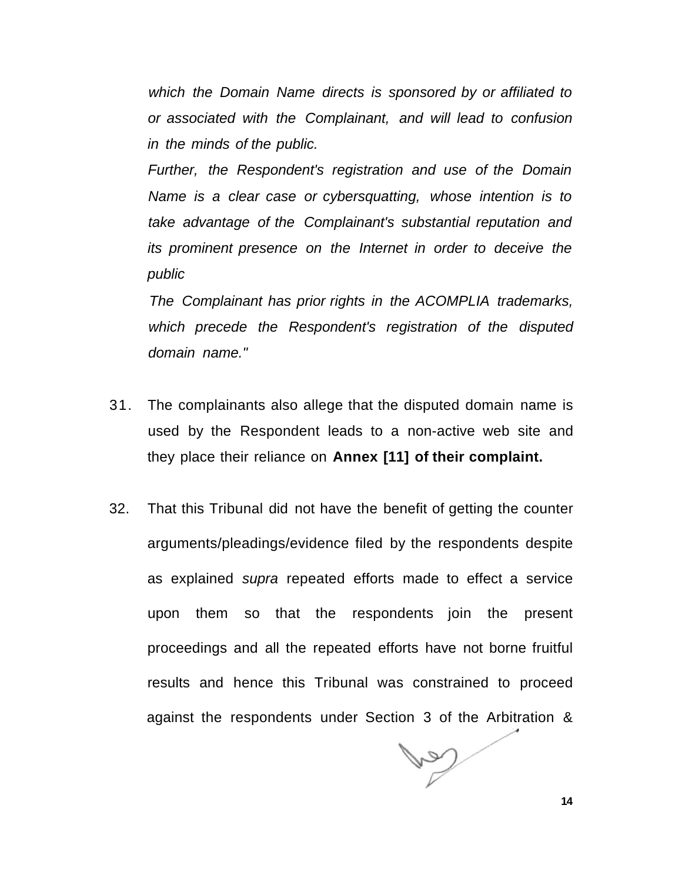*which the Domain Name directs is sponsored by or affiliated to or associated with the Complainant, and will lead to confusion in the minds of the public.*

*Further, the Respondent's registration and use of the Domain Name is a clear case or cybersquatting, whose intention is to take advantage of the Complainant's substantial reputation and its prominent presence on the Internet in order to deceive the public*

*The Complainant has prior rights in the ACOMPLIA trademarks, which precede the Respondent's registration of the disputed domain name."*

31. The complainants also allege that the disputed domain name is used by the Respondent leads to a non-active web site and they place their reliance on **Annex [11] of their complaint.**

32. That this Tribunal did not have the benefit of getting the counter arguments/pleadings/evidence filed by the respondents despite as explained *supra* repeated efforts made to effect a service upon them so that the respondents join the present proceedings and all the repeated efforts have not borne fruitful results and hence this Tribunal was constrained to proceed against the respondents under Section 3 of the Arbitration &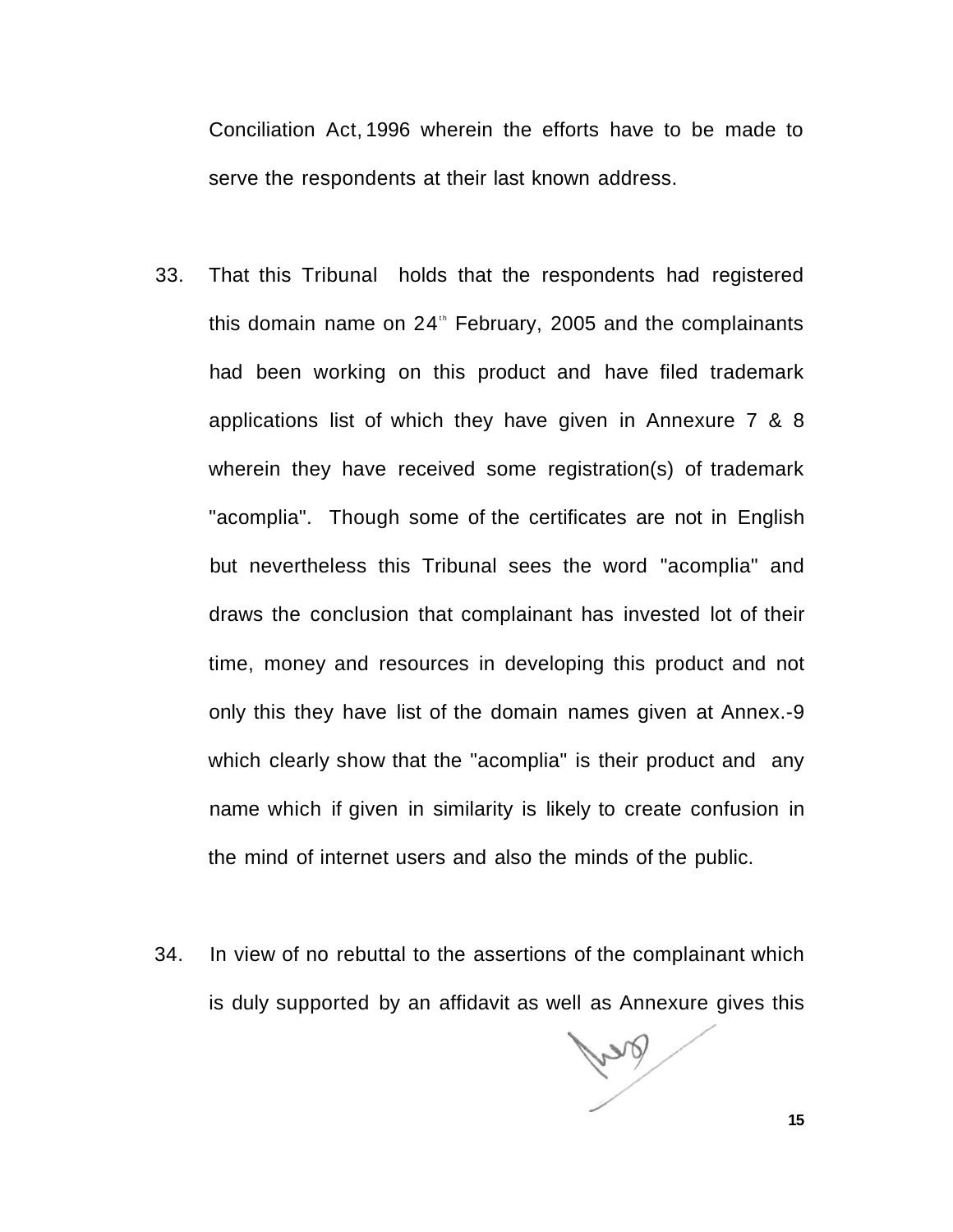Conciliation Act, 1996 wherein the efforts have to be made to serve the respondents at their last known address.

33. That this Tribunal holds that the respondents had registered this domain name on 24th February, 2005 and the complainants had been working on this product and have filed trademark applications list of which they have given in Annexure 7 & 8 wherein they have received some registration(s) of trademark "acomplia". Though some of the certificates are not in English but nevertheless this Tribunal sees the word "acomplia" and draws the conclusion that complainant has invested lot of their time, money and resources in developing this product and not only this they have list of the domain names given at Annex.-9 which clearly show that the "acomplia" is their product and any name which if given in similarity is likely to create confusion in the mind of internet users and also the minds of the public.

34. In view of no rebuttal to the assertions of the complainant which is duly supported by an affidavit as well as Annexure gives this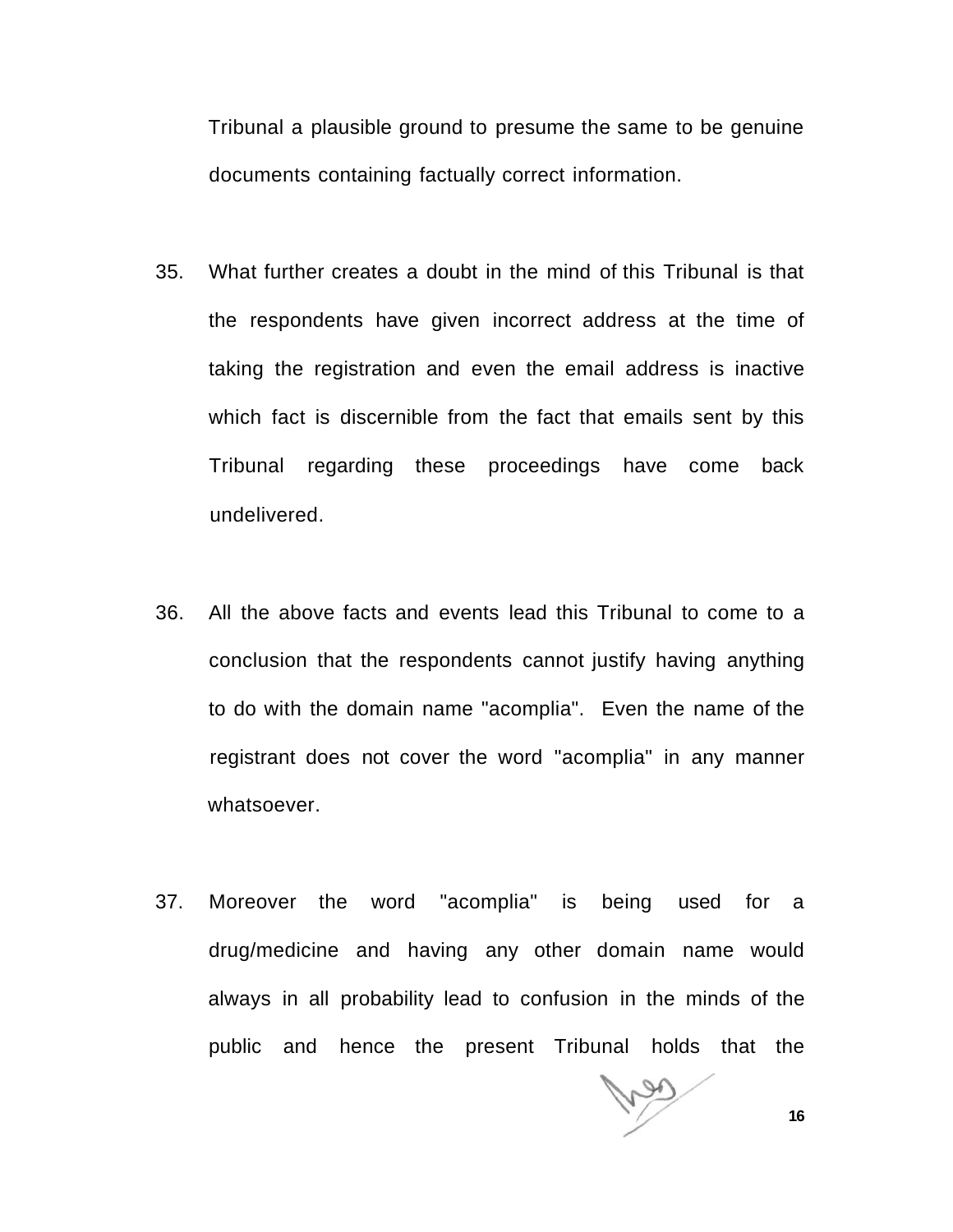Tribunal a plausible ground to presume the same to be genuine documents containing factually correct information.

35. What further creates a doubt in the mind of this Tribunal is that the respondents have given incorrect address at the time of taking the registration and even the email address is inactive which fact is discernible from the fact that emails sent by this Tribunal regarding these proceedings have come back undelivered.

36. All the above facts and events lead this Tribunal to come to a conclusion that the respondents cannot justify having anything to do with the domain name "acomplia". Even the name of the registrant does not cover the word "acomplia" in any manner whatsoever.

37. Moreover the word "acomplia" is being used for a drug/medicine and having any other domain name would always in all probability lead to confusion in the minds of the public and hence the present Tribunal holds that the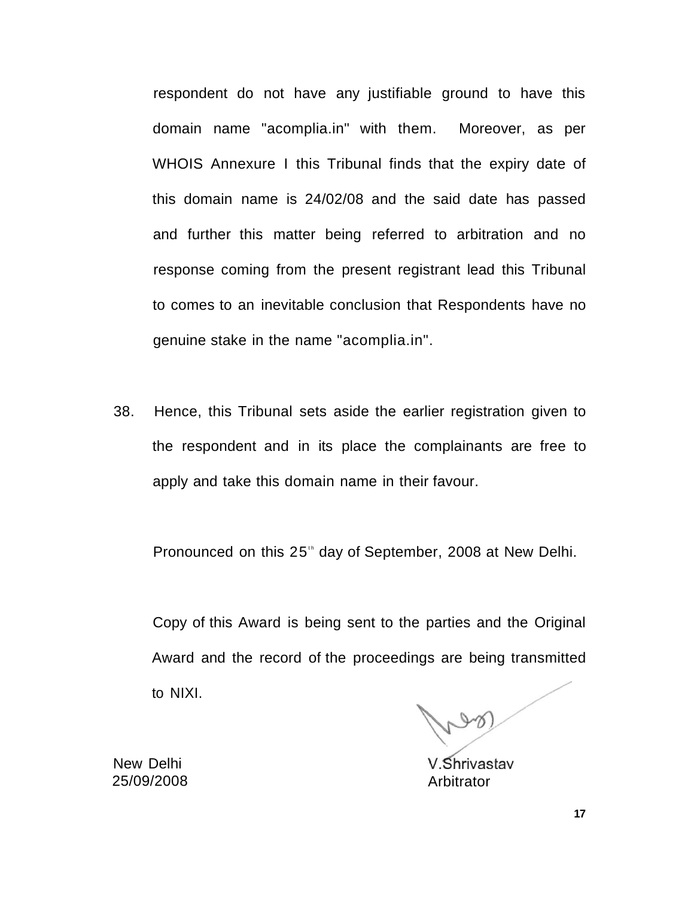respondent do not have any justifiable ground to have this domain name "acomplia.in" with them. Moreover, as per WHOIS Annexure I this Tribunal finds that the expiry date of this domain name is 24/02/08 and the said date has passed and further this matter being referred to arbitration and no response coming from the present registrant lead this Tribunal to comes to an inevitable conclusion that Respondents have no genuine stake in the name "acomplia.in".

38. Hence, this Tribunal sets aside the earlier registration given to the respondent and in its place the complainants are free to apply and take this domain name in their favour.

Pronounced on this 25th day of September, 2008 at New Delhi.

Copy of this Award is being sent to the parties and the Original Award and the record of the proceedings are being transmitted to NIXI.

New Delhi
25/09/2008

V.Shrivastav
Arbitrator